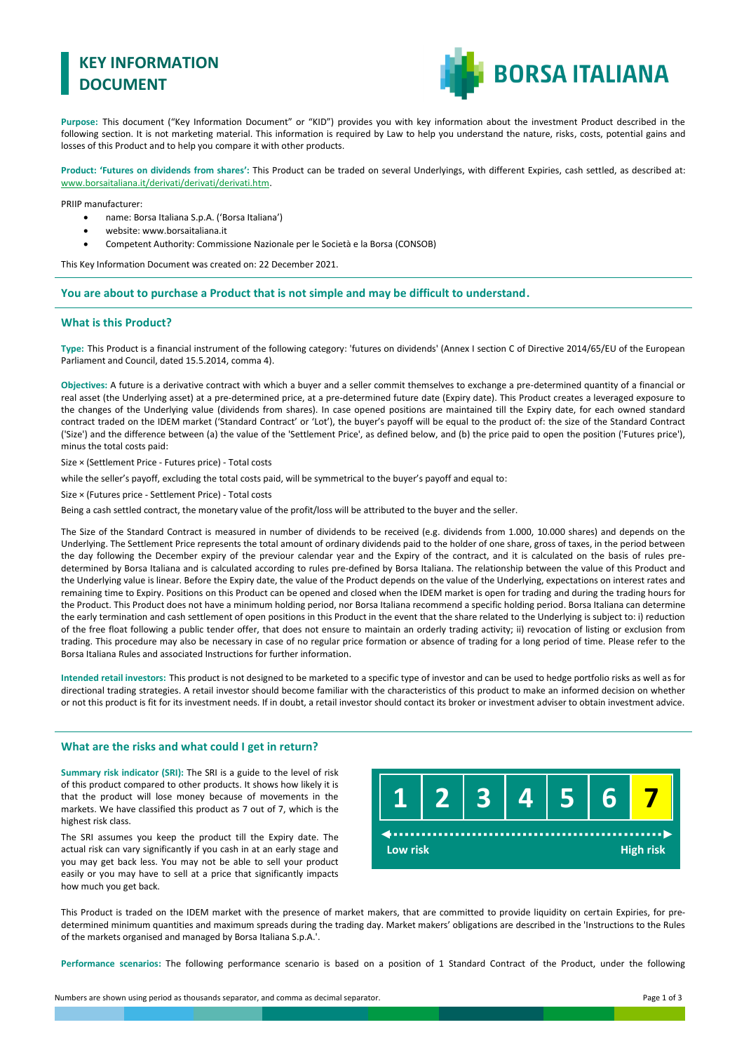# KEY INFORMATION DOCUMENT

**Purpose:** This document ("Key Information Document" or "KID") provides you with key information about the investment Product described in the following section. It is not marketing material. This information is required by Law to help you understand the nature, risks, costs, potential gains and losses of this Product and to help you compare it with other products.

**Product: 'Futures on dividends from shares':** This Product can be traded on several Underlyings, with different Expiries, cash settled, as described at: www.borsaitaliana.it/derivati/derivati/derivati.htm.

PRIIP manufacturer:

- name: Borsa Italiana S.p.A. ('Borsa Italiana')
- website: www.borsaitaliana.it
- Competent Authority: Commissione Nazionale per le Società e la Borsa (CONSOB)

This Key Information Document was created on: 22 December 2021.

## You are about to purchase a Product that is not simple and may be difficult to understand.

## What is this Product?

**Type:** This Product is a financial instrument of the following category: 'futures on dividends' (Annex I section C of Directive 2014/65/EU of the European Parliament and Council, dated 15.5.2014, comma 4).

**Objectives:** A future is a derivative contract with which a buyer and a seller commit themselves to exchange a pre-determined quantity of a financial or real asset (the Underlying asset) at a pre-determined price, at a pre-determined future date (Expiry date). This Product creates a leveraged exposure to the changes of the Underlying value (dividends from shares). In case opened positions are maintained till the Expiry date, for each owned standard contract traded on the IDEM market ('Standard Contract' or 'Lot'), the buyer's payoff will be equal to the product of: the size of the Standard Contract ('Size') and the difference between (a) the value of the 'Settlement Price', as defined below, and (b) the price paid to open the position ('Futures price'), minus the total costs paid:

Size × (Settlement Price - Futures price) - Total costs

while the seller's payoff, excluding the total costs paid, will be symmetrical to the buyer's payoff and equal to:

Size × (Futures price - Settlement Price) - Total costs

Being a cash settled contract, the monetary value of the profit/loss will be attributed to the buyer and the seller.

The Size of the Standard Contract is measured in number of dividends to be received (e.g. dividends from 1.000, 10.000 shares) and depends on the Underlying. The Settlement Price represents the total amount of ordinary dividends paid to the holder of one share, gross of taxes, in the period between the day following the December expiry of the previour calendar year and the Expiry of the contract, and it is calculated on the basis of rules pre-determined by Borsa Italiana and is calculated according to rules pre-defined by Borsa Italiana. The relationship between the value of this Product and the Underlying value is linear. Before the Expiry date, the value of the Product depends on the value of the Underlying, expectations on interest rates and remaining time to Expiry. Positions on this Product can be opened and closed when the IDEM market is open for trading and during the trading hours for the Product. This Product does not have a minimum holding period, nor Borsa Italiana recommend a specific holding period. Borsa Italiana can determine the early termination and cash settlement of open positions in this Product in the event that the share related to the Underlying is subject to: i) reduction of the free float following a public tender offer, that does not ensure to maintain an orderly trading activity; ii) revocation of listing or exclusion from trading. This procedure may also be necessary in case of no regular price formation or absence of trading for a long period of time. Please refer to the Borsa Italiana Rules and associated Instructions for further information.

**Intended retail investors:** This product is not designed to be marketed to a specific type of investor and can be used to hedge portfolio risks as well as for directional trading strategies. A retail investor should become familiar with the characteristics of this product to make an informed decision on whether or not this product is fit for its investment needs. If in doubt, a retail investor should contact its broker or investment adviser to obtain investment advice.

## What are the risks and what could I get in return?

**Summary risk indicator (SRI):** The SRI is a guide to the level of risk of this product compared to other products. It shows how likely it is that the product will lose money because of movements in the markets. We have classified this product as 7 out of 7, which is the highest risk class.

The SRI assumes you keep the product till the Expiry date. The actual risk can vary significantly if you cash in at an early stage and you may get back less. You may not be able to sell your product easily or you may have to sell at a price that significantly impacts how much you get back.

| 1 | 2 | 3 | 4 | 5 | 6 | **7** |
|---|---|---|---|---|---|---|
| Low risk | | | | | | High risk |

This Product is traded on the IDEM market with the presence of market makers, that are committed to provide liquidity on certain Expiries, for pre-determined minimum quantities and maximum spreads during the trading day. Market makers' obligations are described in the 'Instructions to the Rules of the markets organised and managed by Borsa Italiana S.p.A.'.

**Performance scenarios:** The following performance scenario is based on a position of 1 Standard Contract of the Product, under the following

Numbers are shown using period as thousands separator, and comma as decimal separator.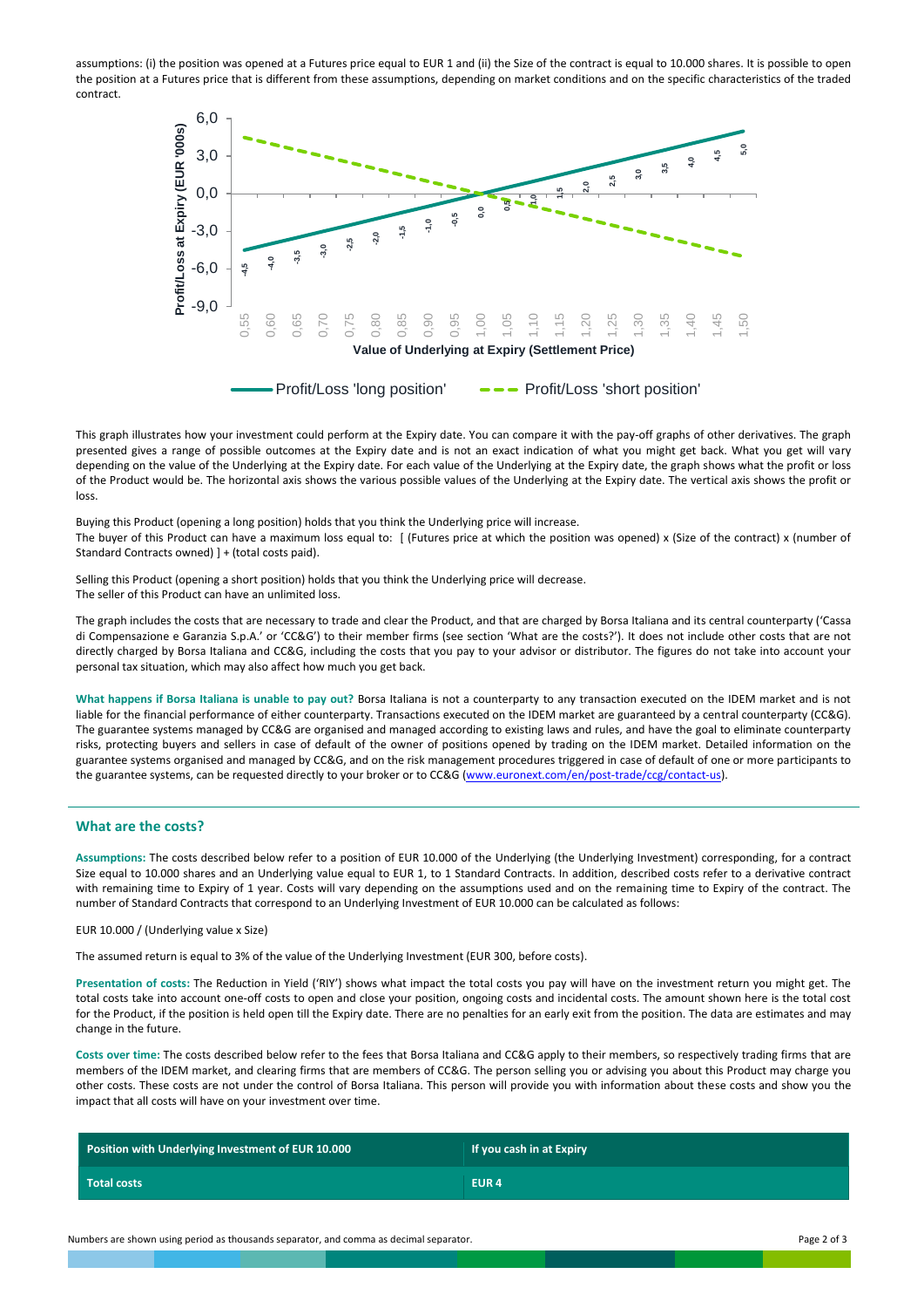assumptions: (i) the position was opened at a Futures price equal to EUR 1 and (ii) the Size of the contract is equal to 10.000 shares. It is possible to open the position at a Futures price that is different from these assumptions, depending on market conditions and on the specific characteristics of the traded contract.

This graph illustrates how your investment could perform at the Expiry date. You can compare it with the pay-off graphs of other derivatives. The graph presented gives a range of possible outcomes at the Expiry date and is not an exact indication of what you might get back. What you get will vary depending on the value of the Underlying at the Expiry date. For each value of the Underlying at the Expiry date, the graph shows what the profit or loss of the Product would be. The horizontal axis shows the various possible values of the Underlying at the Expiry date. The vertical axis shows the profit or loss.

Buying this Product (opening a long position) holds that you think the Underlying price will increase.
The buyer of this Product can have a maximum loss equal to: [ (Futures price at which the position was opened) x (Size of the contract) x (number of Standard Contracts owned) ] + (total costs paid).

Selling this Product (opening a short position) holds that you think the Underlying price will decrease.
The seller of this Product can have an unlimited loss.

The graph includes the costs that are necessary to trade and clear the Product, and that are charged by Borsa Italiana and its central counterparty ('Cassa di Compensazione e Garanzia S.p.A.' or 'CC&G') to their member firms (see section 'What are the costs?'). It does not include other costs that are not directly charged by Borsa Italiana and CC&G, including the costs that you pay to your advisor or distributor. The figures do not take into account your personal tax situation, which may also affect how much you get back.

**What happens if Borsa Italiana is unable to pay out?** Borsa Italiana is not a counterparty to any transaction executed on the IDEM market and is not liable for the financial performance of either counterparty. Transactions executed on the IDEM market are guaranteed by a central counterparty (CC&G). The guarantee systems managed by CC&G are organised and managed according to existing laws and rules, and have the goal to eliminate counterparty risks, protecting buyers and sellers in case of default of the owner of positions opened by trading on the IDEM market. Detailed information on the guarantee systems organised and managed by CC&G, and on the risk management procedures triggered in case of default of one or more participants to the guarantee systems, can be requested directly to your broker or to CC&G (www.euronext.com/en/post-trade/ccg/contact-us).

## What are the costs?

**Assumptions:** The costs described below refer to a position of EUR 10.000 of the Underlying (the Underlying Investment) corresponding, for a contract Size equal to 10.000 shares and an Underlying value equal to EUR 1, to 1 Standard Contracts. In addition, described costs refer to a derivative contract with remaining time to Expiry of 1 year. Costs will vary depending on the assumptions used and on the remaining time to Expiry of the contract. The number of Standard Contracts that correspond to an Underlying Investment of EUR 10.000 can be calculated as follows:

EUR 10.000 / (Underlying value x Size)

The assumed return is equal to 3% of the value of the Underlying Investment (EUR 300, before costs).

**Presentation of costs:** The Reduction in Yield ('RIY') shows what impact the total costs you pay will have on the investment return you might get. The total costs take into account one-off costs to open and close your position, ongoing costs and incidental costs. The amount shown here is the total cost for the Product, if the position is held open till the Expiry date. There are no penalties for an early exit from the position. The data are estimates and may change in the future.

**Costs over time:** The costs described below refer to the fees that Borsa Italiana and CC&G apply to their members, so respectively trading firms that are members of the IDEM market, and clearing firms that are members of CC&G. The person selling you or advising you about this Product may charge you other costs. These costs are not under the control of Borsa Italiana. This person will provide you with information about these costs and show you the impact that all costs will have on your investment over time.

| Position with Underlying Investment of EUR 10.000 | If you cash in at Expiry |
| --- | --- |
| Total costs | EUR 4 |

Numbers are shown using period as thousands separator, and comma as decimal separator.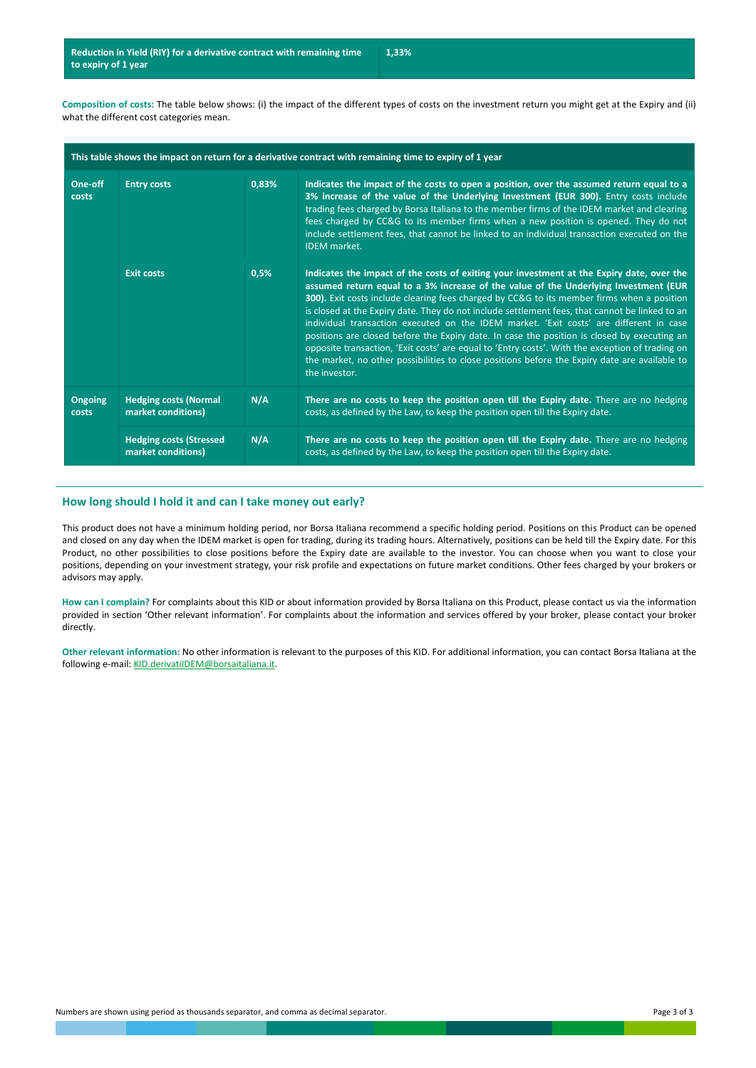| | |
|---|---|
| **Reduction in Yield (RIY) for a derivative contract with remaining time to expiry of 1 year** | **1,33%** |

**Composition of costs:** The table below shows: (i) the impact of the different types of costs on the investment return you might get at the Expiry and (ii) what the different cost categories mean.

| This table shows the impact on return for a derivative contract with remaining time to expiry of 1 year | | | |
|---|---|---|---|
| **One-off costs** | **Entry costs** | **0,83%** | **Indicates the impact of the costs to open a position, over the assumed return equal to a 3% increase of the value of the Underlying Investment (EUR 300).** Entry costs include trading fees charged by Borsa Italiana to the member firms of the IDEM market and clearing fees charged by CC&G to its member firms when a new position is opened. They do not include settlement fees, that cannot be linked to an individual transaction executed on the IDEM market. |
| | **Exit costs** | **0,5%** | **Indicates the impact of the costs of exiting your investment at the Expiry date, over the assumed return equal to a 3% increase of the value of the Underlying Investment (EUR 300).** Exit costs include clearing fees charged by CC&G to its member firms when a position is closed at the Expiry date. They do not include settlement fees, that cannot be linked to an individual transaction executed on the IDEM market. 'Exit costs' are different in case positions are closed before the Expiry date. In case the position is closed by executing an opposite transaction, 'Exit costs' are equal to 'Entry costs'. With the exception of trading on the market, no other possibilities to close positions before the Expiry date are available to the investor. |
| **Ongoing costs** | **Hedging costs (Normal market conditions)** | **N/A** | **There are no costs to keep the position open till the Expiry date.** There are no hedging costs, as defined by the Law, to keep the position open till the Expiry date. |
| | **Hedging costs (Stressed market conditions)** | **N/A** | **There are no costs to keep the position open till the Expiry date.** There are no hedging costs, as defined by the Law, to keep the position open till the Expiry date. |

## How long should I hold it and can I take money out early?

This product does not have a minimum holding period, nor Borsa Italiana recommend a specific holding period. Positions on this Product can be opened and closed on any day when the IDEM market is open for trading, during its trading hours. Alternatively, positions can be held till the Expiry date. For this Product, no other possibilities to close positions before the Expiry date are available to the investor. You can choose when you want to close your positions, depending on your investment strategy, your risk profile and expectations on future market conditions. Other fees charged by your brokers or advisors may apply.

**How can I complain?** For complaints about this KID or about information provided by Borsa Italiana on this Product, please contact us via the information provided in section 'Other relevant information'. For complaints about the information and services offered by your broker, please contact your broker directly.

**Other relevant information:** No other information is relevant to the purposes of this KID. For additional information, you can contact Borsa Italiana at the following e-mail: KID.derivatiIDEM@borsaitaliana.it.

Numbers are shown using period as thousands separator, and comma as decimal separator.